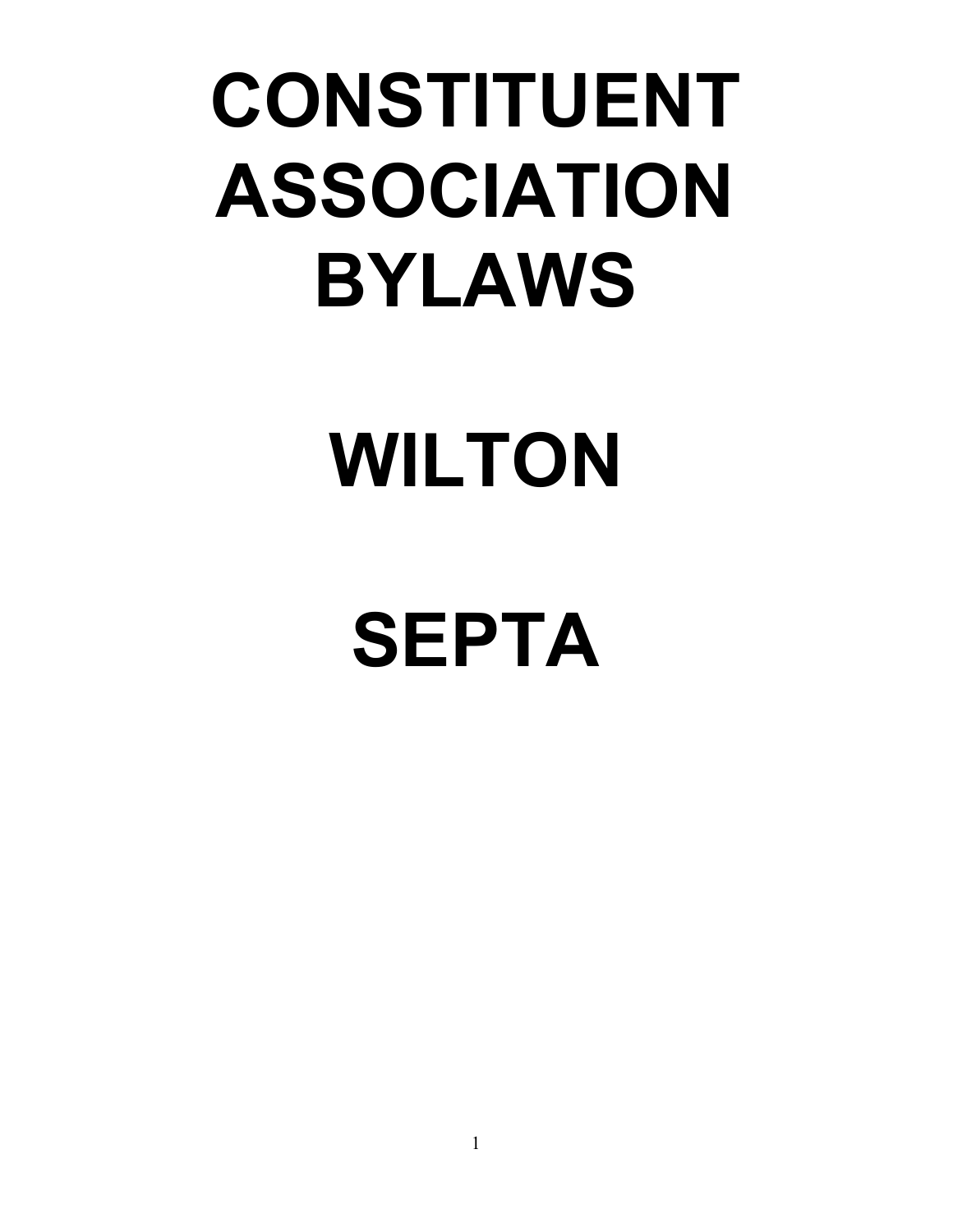# CONSTITUENT ASSOCIATION BYLAWS

# WILTON

# SEPTA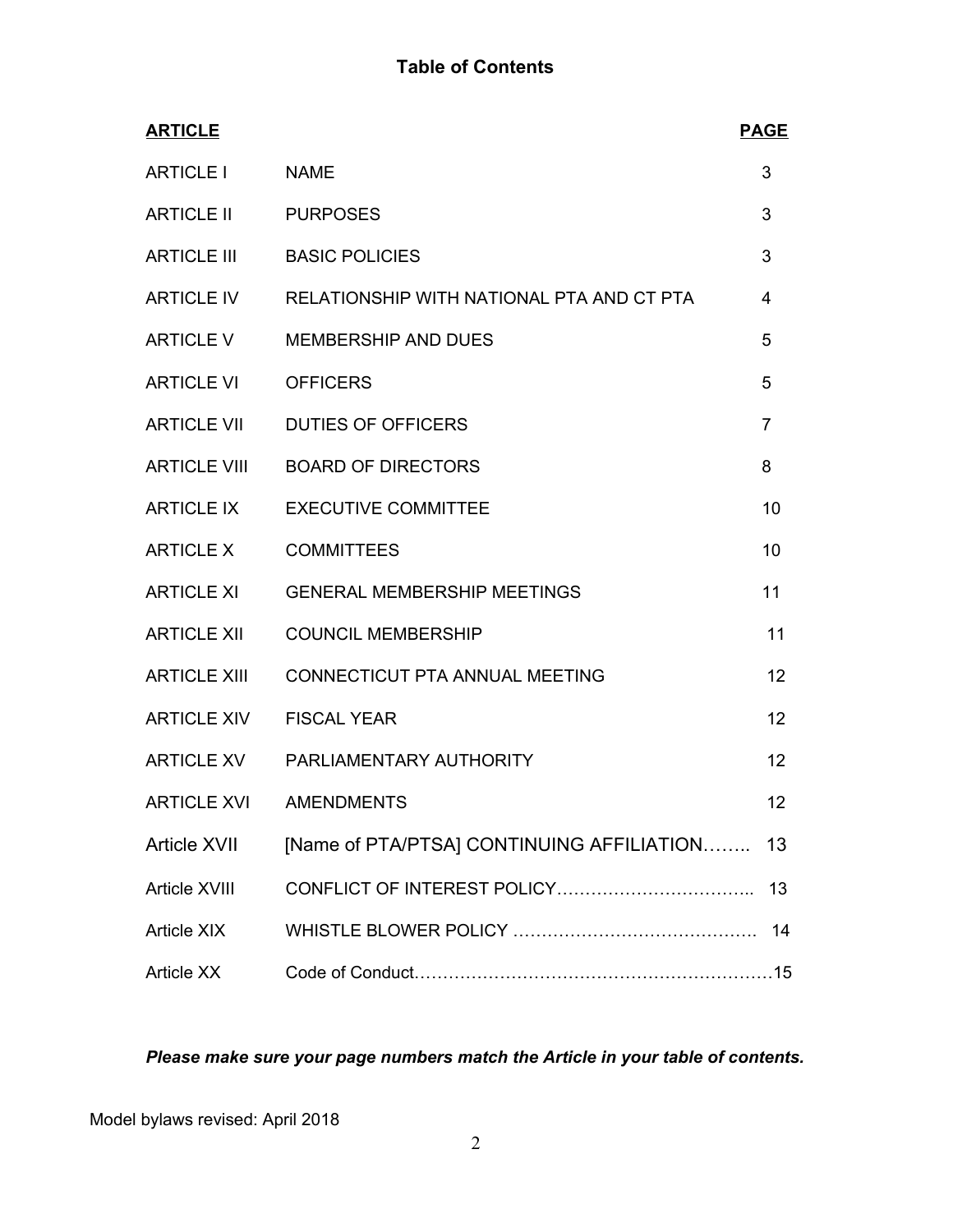# Table of Contents

| ARTICLE | | PAGE |
|---|---|---|
| ARTICLE I | NAME | 3 |
| ARTICLE II | PURPOSES | 3 |
| ARTICLE III | BASIC POLICIES | 3 |
| ARTICLE IV | RELATIONSHIP WITH NATIONAL PTA AND CT PTA | 4 |
| ARTICLE V | MEMBERSHIP AND DUES | 5 |
| ARTICLE VI | OFFICERS | 5 |
| ARTICLE VII | DUTIES OF OFFICERS | 7 |
| ARTICLE VIII | BOARD OF DIRECTORS | 8 |
| ARTICLE IX | EXECUTIVE COMMITTEE | 10 |
| ARTICLE X | COMMITTEES | 10 |
| ARTICLE XI | GENERAL MEMBERSHIP MEETINGS | 11 |
| ARTICLE XII | COUNCIL MEMBERSHIP | 11 |
| ARTICLE XIII | CONNECTICUT PTA ANNUAL MEETING | 12 |
| ARTICLE XIV | FISCAL YEAR | 12 |
| ARTICLE XV | PARLIAMENTARY AUTHORITY | 12 |
| ARTICLE XVI | AMENDMENTS | 12 |
| Article XVII | [Name of PTA/PTSA] CONTINUING AFFILIATION…….. | 13 |
| Article XVIII | CONFLICT OF INTEREST POLICY…………………………….. | 13 |
| Article XIX | WHISTLE BLOWER POLICY ……………………………………. | 14 |
| Article XX | Code of Conduct………………………………………………………… | 15 |

***Please make sure your page numbers match the Article in your table of contents.***

Model bylaws revised: April 2018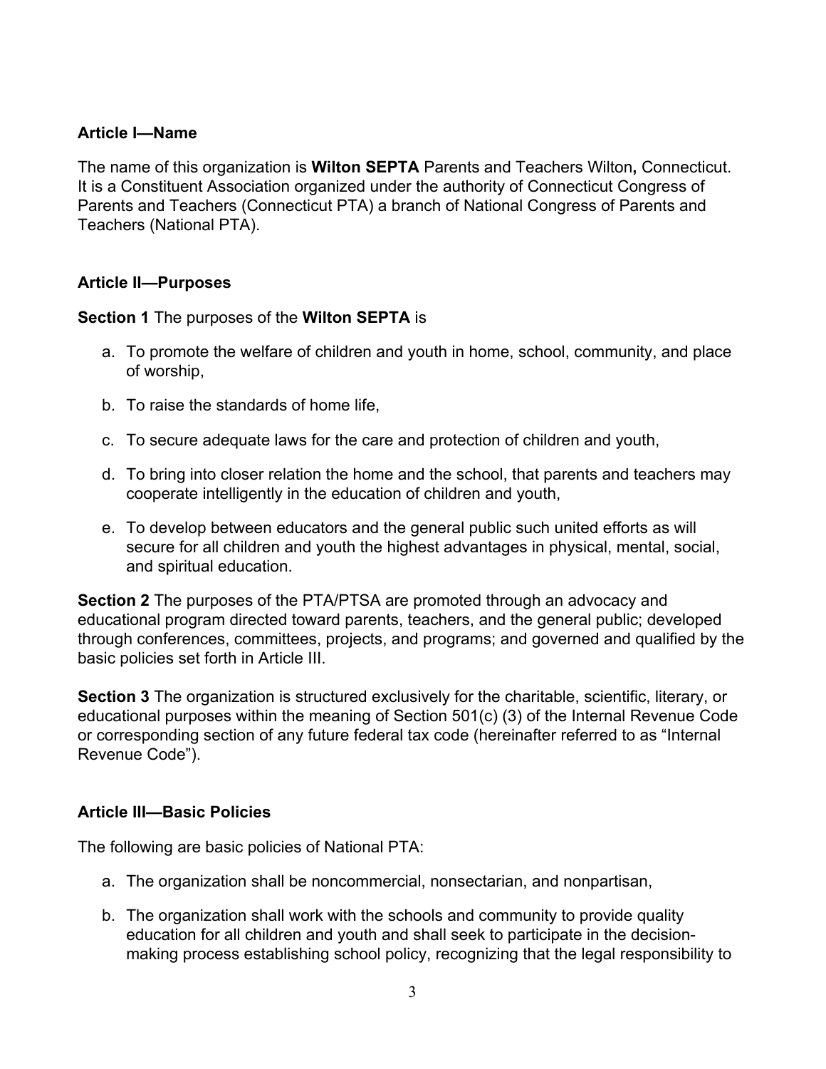### Article I—Name

The name of this organization is **Wilton SEPTA** Parents and Teachers Wilton**,** Connecticut. It is a Constituent Association organized under the authority of Connecticut Congress of Parents and Teachers (Connecticut PTA) a branch of National Congress of Parents and Teachers (National PTA).

### Article II—Purposes

**Section 1** The purposes of the **Wilton SEPTA** is

a. To promote the welfare of children and youth in home, school, community, and place of worship,

b. To raise the standards of home life,

c. To secure adequate laws for the care and protection of children and youth,

d. To bring into closer relation the home and the school, that parents and teachers may cooperate intelligently in the education of children and youth,

e. To develop between educators and the general public such united efforts as will secure for all children and youth the highest advantages in physical, mental, social, and spiritual education.

**Section 2** The purposes of the PTA/PTSA are promoted through an advocacy and educational program directed toward parents, teachers, and the general public; developed through conferences, committees, projects, and programs; and governed and qualified by the basic policies set forth in Article III.

**Section 3** The organization is structured exclusively for the charitable, scientific, literary, or educational purposes within the meaning of Section 501(c) (3) of the Internal Revenue Code or corresponding section of any future federal tax code (hereinafter referred to as "Internal Revenue Code").

### Article III—Basic Policies

The following are basic policies of National PTA:

a. The organization shall be noncommercial, nonsectarian, and nonpartisan,

b. The organization shall work with the schools and community to provide quality education for all children and youth and shall seek to participate in the decision-making process establishing school policy, recognizing that the legal responsibility to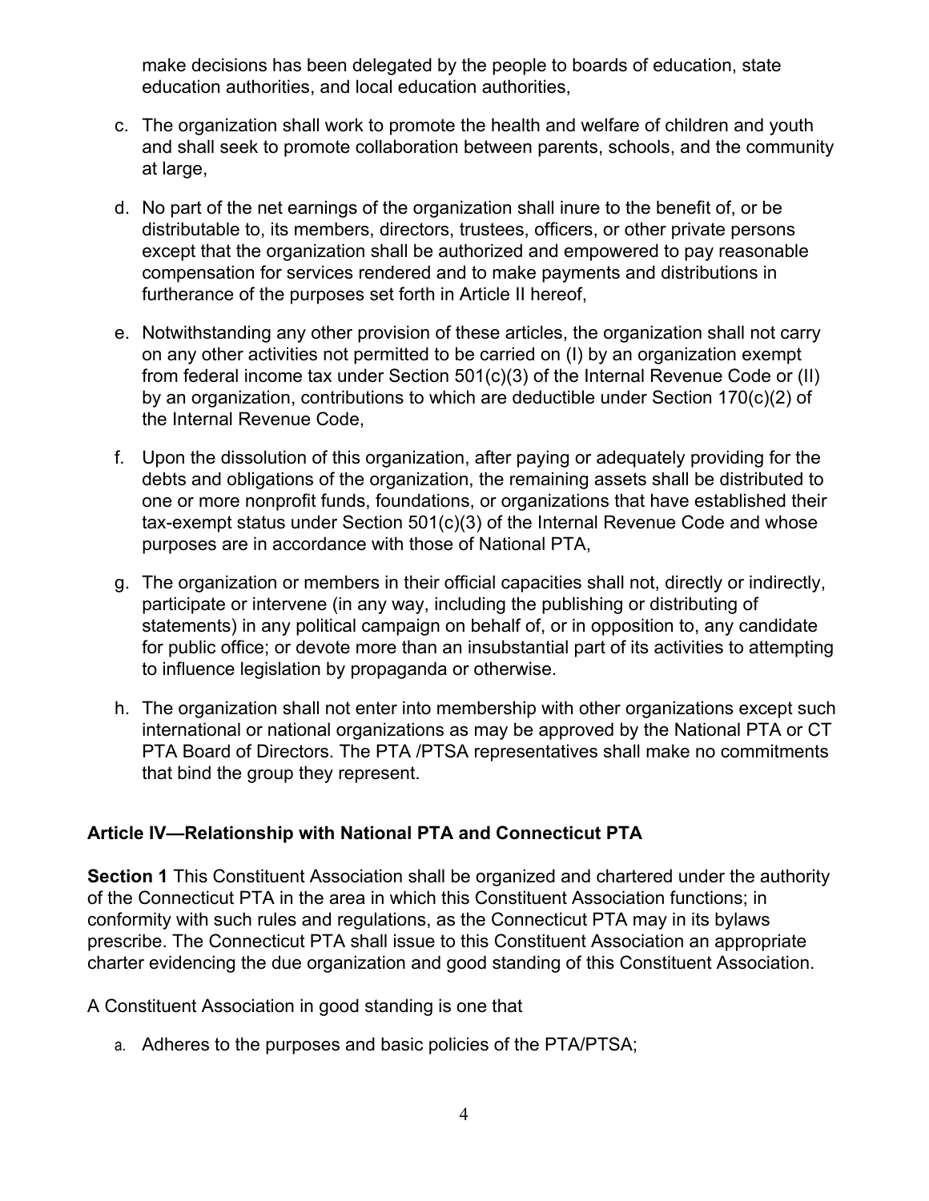make decisions has been delegated by the people to boards of education, state education authorities, and local education authorities,

c. The organization shall work to promote the health and welfare of children and youth and shall seek to promote collaboration between parents, schools, and the community at large,

d. No part of the net earnings of the organization shall inure to the benefit of, or be distributable to, its members, directors, trustees, officers, or other private persons except that the organization shall be authorized and empowered to pay reasonable compensation for services rendered and to make payments and distributions in furtherance of the purposes set forth in Article II hereof,

e. Notwithstanding any other provision of these articles, the organization shall not carry on any other activities not permitted to be carried on (I) by an organization exempt from federal income tax under Section 501(c)(3) of the Internal Revenue Code or (II) by an organization, contributions to which are deductible under Section 170(c)(2) of the Internal Revenue Code,

f. Upon the dissolution of this organization, after paying or adequately providing for the debts and obligations of the organization, the remaining assets shall be distributed to one or more nonprofit funds, foundations, or organizations that have established their tax-exempt status under Section 501(c)(3) of the Internal Revenue Code and whose purposes are in accordance with those of National PTA,

g. The organization or members in their official capacities shall not, directly or indirectly, participate or intervene (in any way, including the publishing or distributing of statements) in any political campaign on behalf of, or in opposition to, any candidate for public office; or devote more than an insubstantial part of its activities to attempting to influence legislation by propaganda or otherwise.

h. The organization shall not enter into membership with other organizations except such international or national organizations as may be approved by the National PTA or CT PTA Board of Directors. The PTA /PTSA representatives shall make no commitments that bind the group they represent.

## Article IV—Relationship with National PTA and Connecticut PTA

**Section 1** This Constituent Association shall be organized and chartered under the authority of the Connecticut PTA in the area in which this Constituent Association functions; in conformity with such rules and regulations, as the Connecticut PTA may in its bylaws prescribe. The Connecticut PTA shall issue to this Constituent Association an appropriate charter evidencing the due organization and good standing of this Constituent Association.

A Constituent Association in good standing is one that

a. Adheres to the purposes and basic policies of the PTA/PTSA;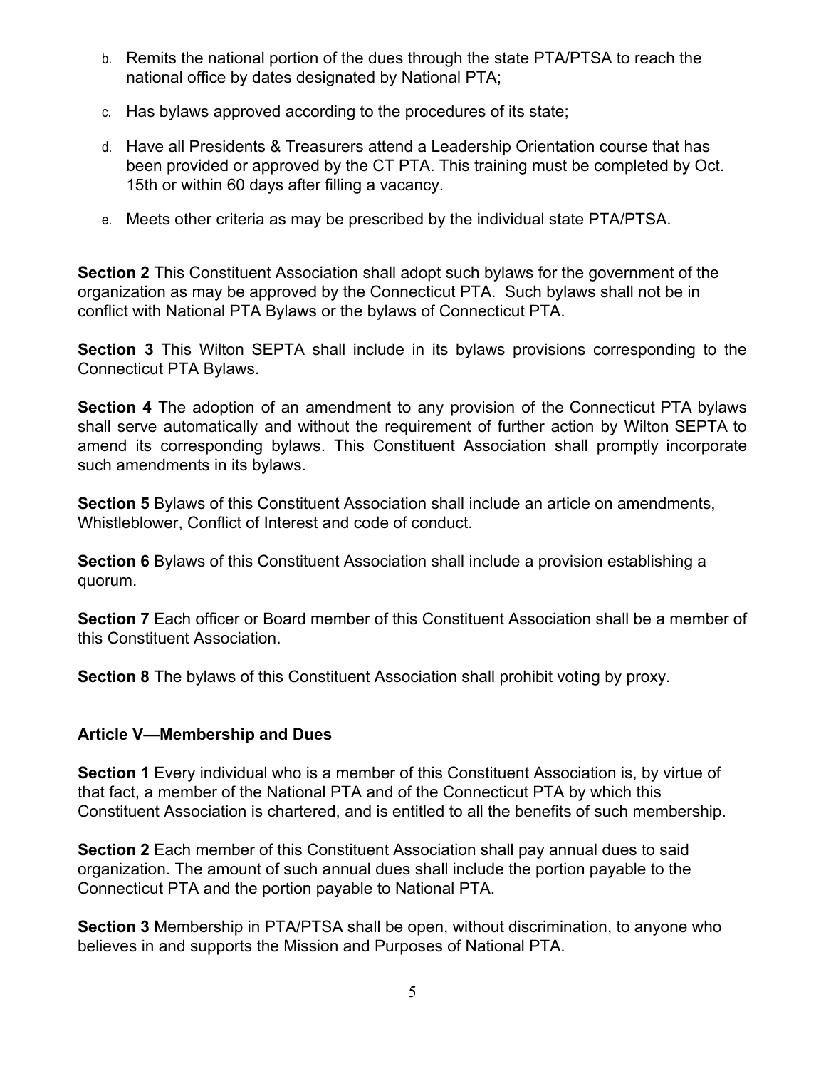b. Remits the national portion of the dues through the state PTA/PTSA to reach the national office by dates designated by National PTA;

c. Has bylaws approved according to the procedures of its state;

d. Have all Presidents & Treasurers attend a Leadership Orientation course that has been provided or approved by the CT PTA. This training must be completed by Oct. 15th or within 60 days after filling a vacancy.

e. Meets other criteria as may be prescribed by the individual state PTA/PTSA.

**Section 2** This Constituent Association shall adopt such bylaws for the government of the organization as may be approved by the Connecticut PTA. Such bylaws shall not be in conflict with National PTA Bylaws or the bylaws of Connecticut PTA.

**Section 3** This Wilton SEPTA shall include in its bylaws provisions corresponding to the Connecticut PTA Bylaws.

**Section 4** The adoption of an amendment to any provision of the Connecticut PTA bylaws shall serve automatically and without the requirement of further action by Wilton SEPTA to amend its corresponding bylaws. This Constituent Association shall promptly incorporate such amendments in its bylaws.

**Section 5** Bylaws of this Constituent Association shall include an article on amendments, Whistleblower, Conflict of Interest and code of conduct.

**Section 6** Bylaws of this Constituent Association shall include a provision establishing a quorum.

**Section 7** Each officer or Board member of this Constituent Association shall be a member of this Constituent Association.

**Section 8** The bylaws of this Constituent Association shall prohibit voting by proxy.

### Article V—Membership and Dues

**Section 1** Every individual who is a member of this Constituent Association is, by virtue of that fact, a member of the National PTA and of the Connecticut PTA by which this Constituent Association is chartered, and is entitled to all the benefits of such membership.

**Section 2** Each member of this Constituent Association shall pay annual dues to said organization. The amount of such annual dues shall include the portion payable to the Connecticut PTA and the portion payable to National PTA.

**Section 3** Membership in PTA/PTSA shall be open, without discrimination, to anyone who believes in and supports the Mission and Purposes of National PTA.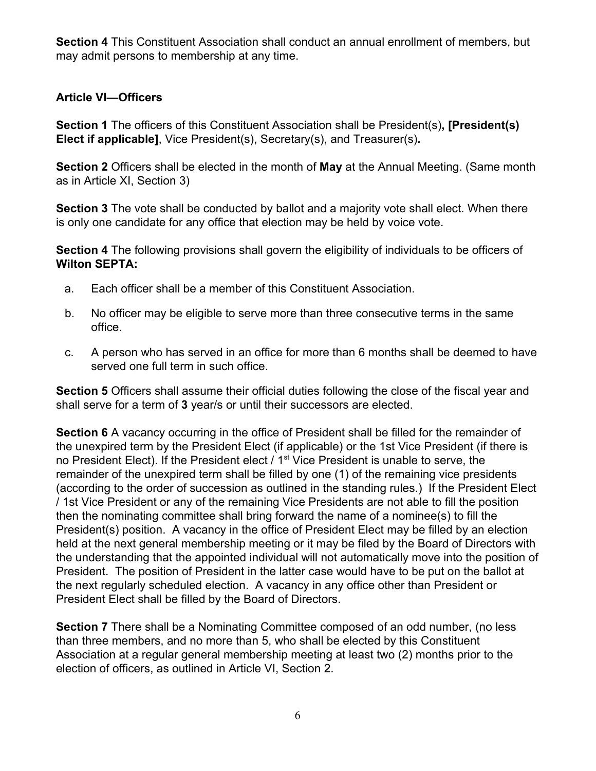**Section 4** This Constituent Association shall conduct an annual enrollment of members, but may admit persons to membership at any time.

### Article VI—Officers

**Section 1** The officers of this Constituent Association shall be President(s)**, [President(s) Elect if applicable]**, Vice President(s), Secretary(s), and Treasurer(s)***.***

**Section 2** Officers shall be elected in the month of **May** at the Annual Meeting. (Same month as in Article XI, Section 3)

**Section 3** The vote shall be conducted by ballot and a majority vote shall elect. When there is only one candidate for any office that election may be held by voice vote.

**Section 4** The following provisions shall govern the eligibility of individuals to be officers of **Wilton SEPTA:**

a. Each officer shall be a member of this Constituent Association.

b. No officer may be eligible to serve more than three consecutive terms in the same office.

c. A person who has served in an office for more than 6 months shall be deemed to have served one full term in such office.

**Section 5** Officers shall assume their official duties following the close of the fiscal year and shall serve for a term of **3** year/s or until their successors are elected.

**Section 6** A vacancy occurring in the office of President shall be filled for the remainder of the unexpired term by the President Elect (if applicable) or the 1st Vice President (if there is no President Elect). If the President elect / 1st Vice President is unable to serve, the remainder of the unexpired term shall be filled by one (1) of the remaining vice presidents (according to the order of succession as outlined in the standing rules.) If the President Elect / 1st Vice President or any of the remaining Vice Presidents are not able to fill the position then the nominating committee shall bring forward the name of a nominee(s) to fill the President(s) position. A vacancy in the office of President Elect may be filled by an election held at the next general membership meeting or it may be filed by the Board of Directors with the understanding that the appointed individual will not automatically move into the position of President. The position of President in the latter case would have to be put on the ballot at the next regularly scheduled election. A vacancy in any office other than President or President Elect shall be filled by the Board of Directors.

**Section 7** There shall be a Nominating Committee composed of an odd number, (no less than three members, and no more than 5, who shall be elected by this Constituent Association at a regular general membership meeting at least two (2) months prior to the election of officers, as outlined in Article VI, Section 2.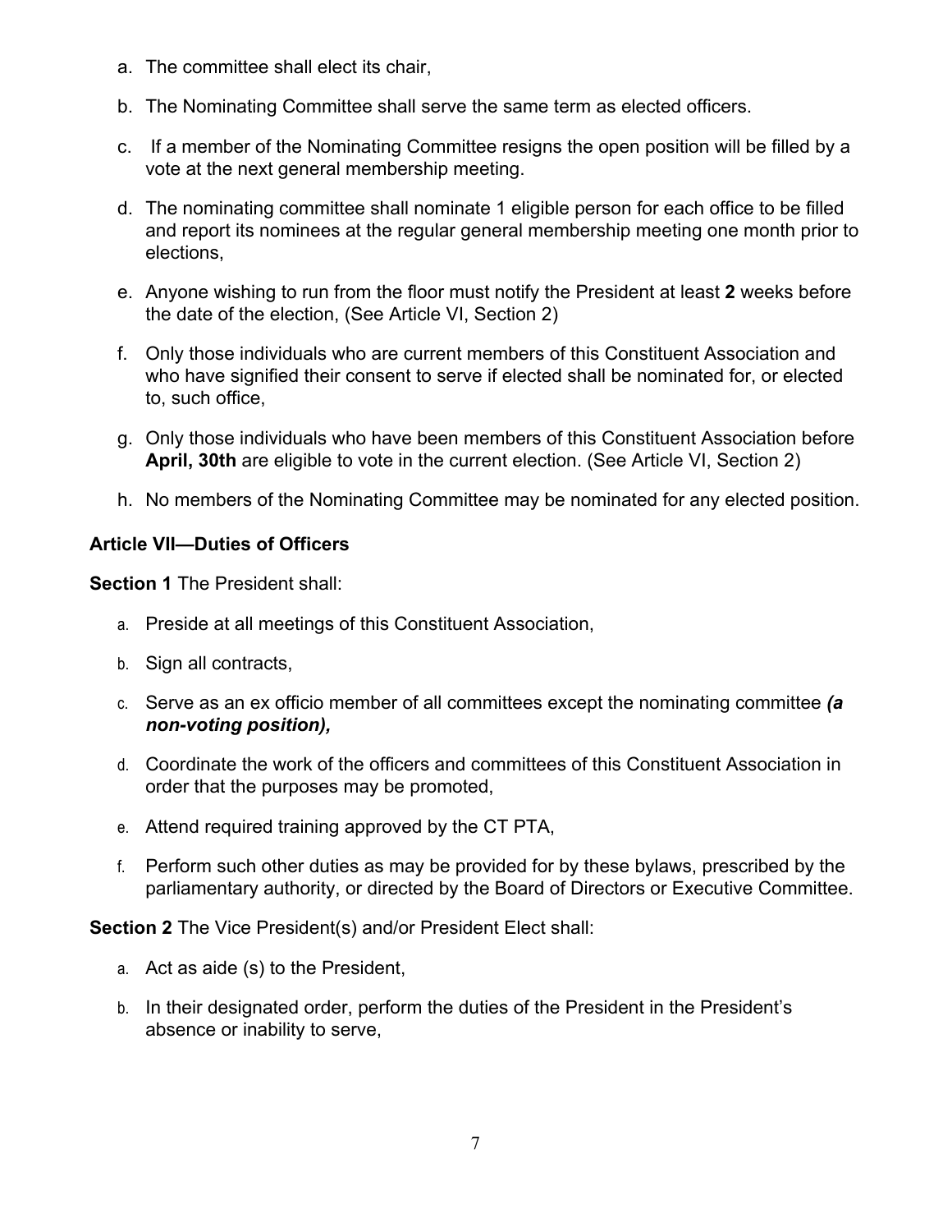a. The committee shall elect its chair,

b. The Nominating Committee shall serve the same term as elected officers.

c. If a member of the Nominating Committee resigns the open position will be filled by a vote at the next general membership meeting.

d. The nominating committee shall nominate 1 eligible person for each office to be filled and report its nominees at the regular general membership meeting one month prior to elections,

e. Anyone wishing to run from the floor must notify the President at least **2** weeks before the date of the election, (See Article VI, Section 2)

f. Only those individuals who are current members of this Constituent Association and who have signified their consent to serve if elected shall be nominated for, or elected to, such office,

g. Only those individuals who have been members of this Constituent Association before **April, 30th** are eligible to vote in the current election. (See Article VI, Section 2)

h. No members of the Nominating Committee may be nominated for any elected position.

**Article VII—Duties of Officers**

**Section 1** The President shall:

a. Preside at all meetings of this Constituent Association,

b. Sign all contracts,

c. Serve as an ex officio member of all committees except the nominating committee ***(a non-voting position),***

d. Coordinate the work of the officers and committees of this Constituent Association in order that the purposes may be promoted,

e. Attend required training approved by the CT PTA,

f. Perform such other duties as may be provided for by these bylaws, prescribed by the parliamentary authority, or directed by the Board of Directors or Executive Committee.

**Section 2** The Vice President(s) and/or President Elect shall:

a. Act as aide (s) to the President,

b. In their designated order, perform the duties of the President in the President's absence or inability to serve,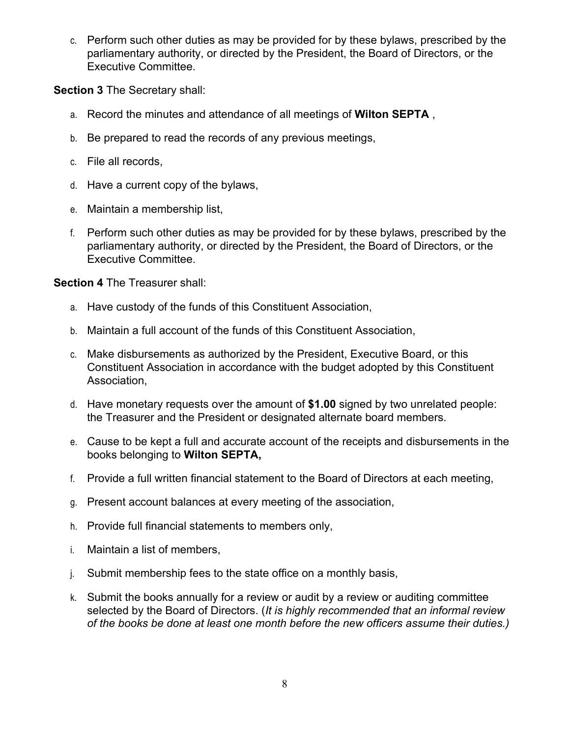c. Perform such other duties as may be provided for by these bylaws, prescribed by the parliamentary authority, or directed by the President, the Board of Directors, or the Executive Committee.

**Section 3** The Secretary shall:

a. Record the minutes and attendance of all meetings of **Wilton SEPTA** ,

b. Be prepared to read the records of any previous meetings,

c. File all records,

d. Have a current copy of the bylaws,

e. Maintain a membership list,

f. Perform such other duties as may be provided for by these bylaws, prescribed by the parliamentary authority, or directed by the President, the Board of Directors, or the Executive Committee.

**Section 4** The Treasurer shall:

a. Have custody of the funds of this Constituent Association,

b. Maintain a full account of the funds of this Constituent Association,

c. Make disbursements as authorized by the President, Executive Board, or this Constituent Association in accordance with the budget adopted by this Constituent Association,

d. Have monetary requests over the amount of **$1.00** signed by two unrelated people: the Treasurer and the President or designated alternate board members.

e. Cause to be kept a full and accurate account of the receipts and disbursements in the books belonging to **Wilton SEPTA,**

f. Provide a full written financial statement to the Board of Directors at each meeting,

g. Present account balances at every meeting of the association,

h. Provide full financial statements to members only,

i. Maintain a list of members,

j. Submit membership fees to the state office on a monthly basis,

k. Submit the books annually for a review or audit by a review or auditing committee selected by the Board of Directors. (*It is highly recommended that an informal review of the books be done at least one month before the new officers assume their duties.)*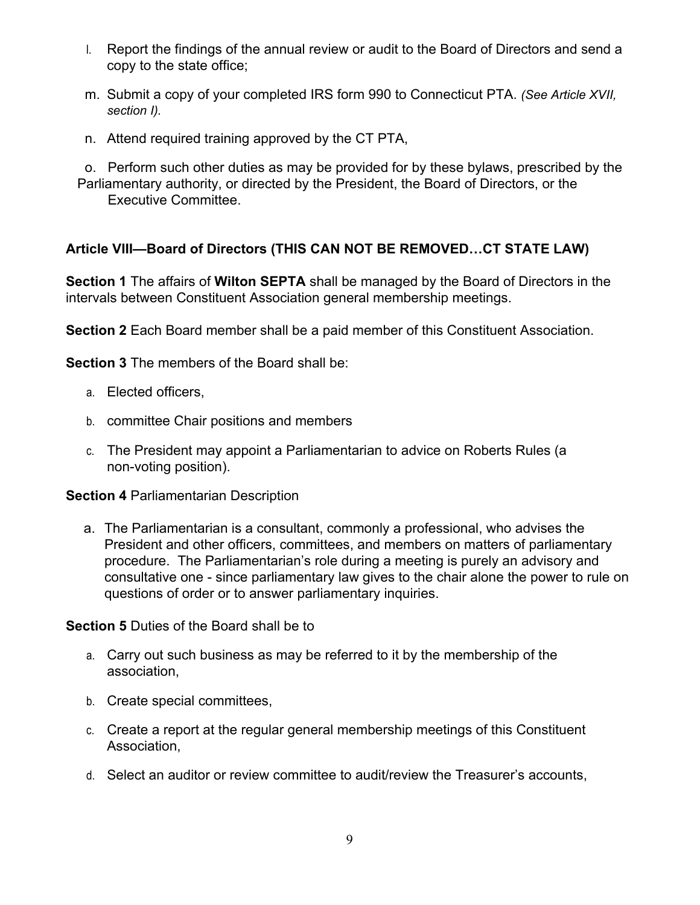l. Report the findings of the annual review or audit to the Board of Directors and send a copy to the state office;

m. Submit a copy of your completed IRS form 990 to Connecticut PTA. *(See Article XVII, section I).*

n. Attend required training approved by the CT PTA,

o. Perform such other duties as may be provided for by these bylaws, prescribed by the Parliamentary authority, or directed by the President, the Board of Directors, or the Executive Committee.

**Article VIII—Board of Directors (THIS CAN NOT BE REMOVED…CT STATE LAW)**

**Section 1** The affairs of **Wilton SEPTA** shall be managed by the Board of Directors in the intervals between Constituent Association general membership meetings.

**Section 2** Each Board member shall be a paid member of this Constituent Association.

**Section 3** The members of the Board shall be:

a. Elected officers,

b. committee Chair positions and members

c. The President may appoint a Parliamentarian to advice on Roberts Rules (a non-voting position).

**Section 4** Parliamentarian Description

a. The Parliamentarian is a consultant, commonly a professional, who advises the President and other officers, committees, and members on matters of parliamentary procedure. The Parliamentarian's role during a meeting is purely an advisory and consultative one - since parliamentary law gives to the chair alone the power to rule on questions of order or to answer parliamentary inquiries.

**Section 5** Duties of the Board shall be to

a. Carry out such business as may be referred to it by the membership of the association,

b. Create special committees,

c. Create a report at the regular general membership meetings of this Constituent Association,

d. Select an auditor or review committee to audit/review the Treasurer's accounts,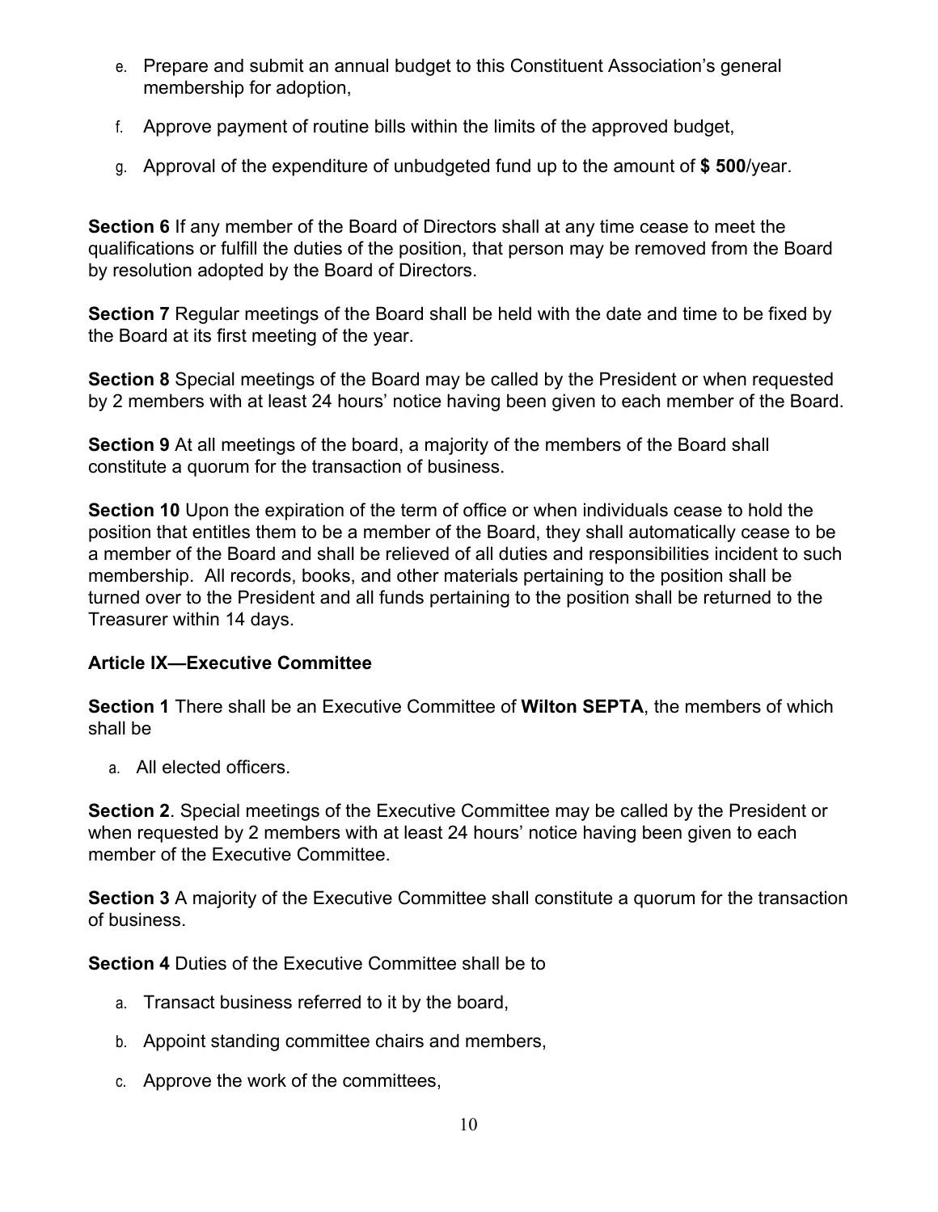e. Prepare and submit an annual budget to this Constituent Association's general membership for adoption,

f. Approve payment of routine bills within the limits of the approved budget,

g. Approval of the expenditure of unbudgeted fund up to the amount of **$ 500**/year.

**Section 6** If any member of the Board of Directors shall at any time cease to meet the qualifications or fulfill the duties of the position, that person may be removed from the Board by resolution adopted by the Board of Directors.

**Section 7** Regular meetings of the Board shall be held with the date and time to be fixed by the Board at its first meeting of the year.

**Section 8** Special meetings of the Board may be called by the President or when requested by 2 members with at least 24 hours' notice having been given to each member of the Board.

**Section 9** At all meetings of the board, a majority of the members of the Board shall constitute a quorum for the transaction of business.

**Section 10** Upon the expiration of the term of office or when individuals cease to hold the position that entitles them to be a member of the Board, they shall automatically cease to be a member of the Board and shall be relieved of all duties and responsibilities incident to such membership. All records, books, and other materials pertaining to the position shall be turned over to the President and all funds pertaining to the position shall be returned to the Treasurer within 14 days.

### Article IX—Executive Committee

**Section 1** There shall be an Executive Committee of **Wilton SEPTA**, the members of which shall be

a. All elected officers.

**Section 2**. Special meetings of the Executive Committee may be called by the President or when requested by 2 members with at least 24 hours' notice having been given to each member of the Executive Committee.

**Section 3** A majority of the Executive Committee shall constitute a quorum for the transaction of business.

**Section 4** Duties of the Executive Committee shall be to

a. Transact business referred to it by the board,

b. Appoint standing committee chairs and members,

c. Approve the work of the committees,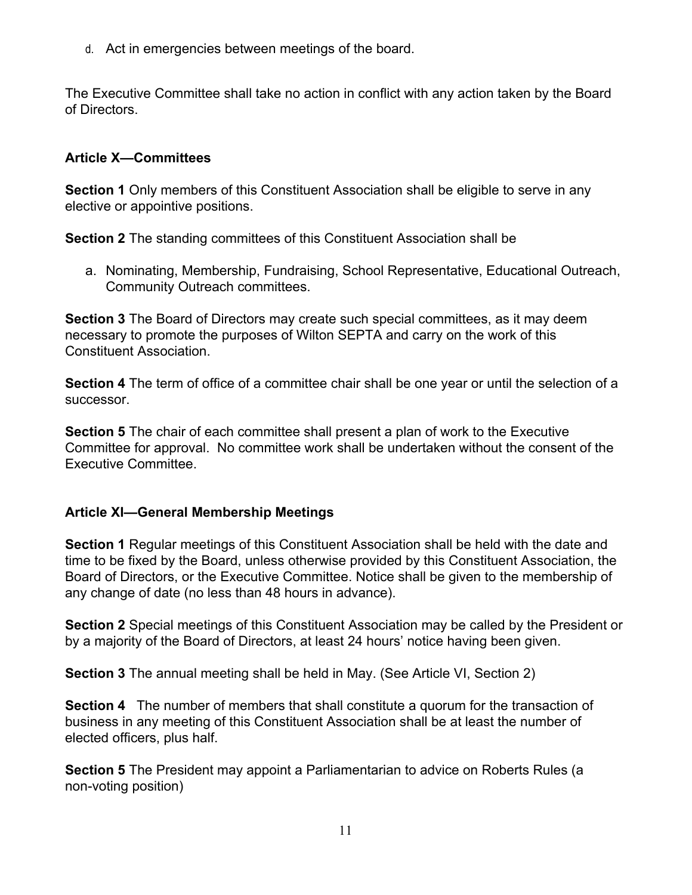d. Act in emergencies between meetings of the board.

The Executive Committee shall take no action in conflict with any action taken by the Board of Directors.

### Article X—Committees

**Section 1** Only members of this Constituent Association shall be eligible to serve in any elective or appointive positions.

**Section 2** The standing committees of this Constituent Association shall be

a. Nominating, Membership, Fundraising, School Representative, Educational Outreach, Community Outreach committees.

**Section 3** The Board of Directors may create such special committees, as it may deem necessary to promote the purposes of Wilton SEPTA and carry on the work of this Constituent Association.

**Section 4** The term of office of a committee chair shall be one year or until the selection of a successor.

**Section 5** The chair of each committee shall present a plan of work to the Executive Committee for approval. No committee work shall be undertaken without the consent of the Executive Committee.

### Article XI—General Membership Meetings

**Section 1** Regular meetings of this Constituent Association shall be held with the date and time to be fixed by the Board, unless otherwise provided by this Constituent Association, the Board of Directors, or the Executive Committee. Notice shall be given to the membership of any change of date (no less than 48 hours in advance).

**Section 2** Special meetings of this Constituent Association may be called by the President or by a majority of the Board of Directors, at least 24 hours' notice having been given.

**Section 3** The annual meeting shall be held in May. (See Article VI, Section 2)

**Section 4** The number of members that shall constitute a quorum for the transaction of business in any meeting of this Constituent Association shall be at least the number of elected officers, plus half.

**Section 5** The President may appoint a Parliamentarian to advice on Roberts Rules (a non-voting position)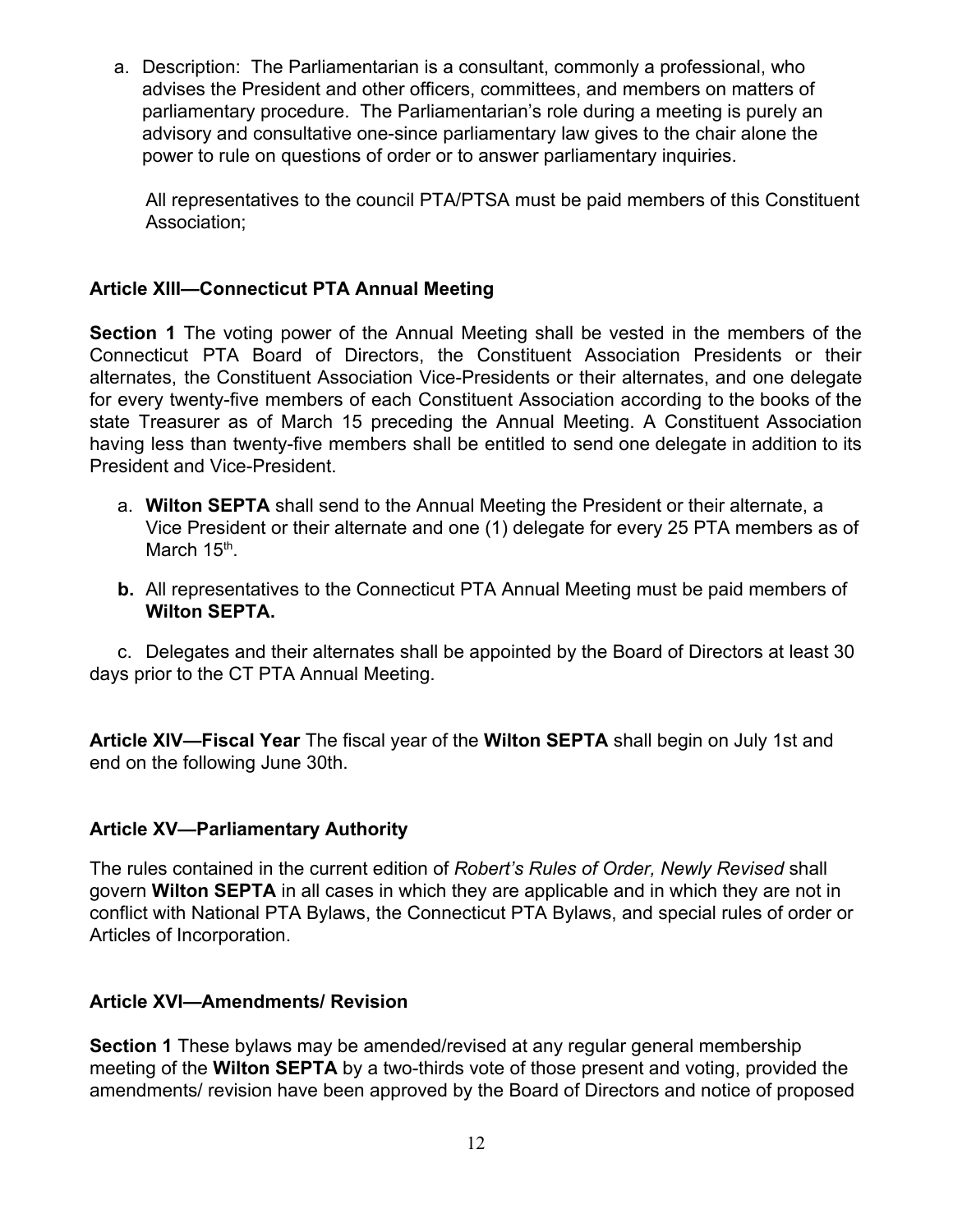a. Description: The Parliamentarian is a consultant, commonly a professional, who advises the President and other officers, committees, and members on matters of parliamentary procedure. The Parliamentarian's role during a meeting is purely an advisory and consultative one-since parliamentary law gives to the chair alone the power to rule on questions of order or to answer parliamentary inquiries.

All representatives to the council PTA/PTSA must be paid members of this Constituent Association;

### Article XIII—Connecticut PTA Annual Meeting

**Section 1** The voting power of the Annual Meeting shall be vested in the members of the Connecticut PTA Board of Directors, the Constituent Association Presidents or their alternates, the Constituent Association Vice-Presidents or their alternates, and one delegate for every twenty-five members of each Constituent Association according to the books of the state Treasurer as of March 15 preceding the Annual Meeting. A Constituent Association having less than twenty-five members shall be entitled to send one delegate in addition to its President and Vice-President.

a. **Wilton SEPTA** shall send to the Annual Meeting the President or their alternate, a Vice President or their alternate and one (1) delegate for every 25 PTA members as of March 15th.

**b.** All representatives to the Connecticut PTA Annual Meeting must be paid members of **Wilton SEPTA.**

c. Delegates and their alternates shall be appointed by the Board of Directors at least 30 days prior to the CT PTA Annual Meeting.

**Article XIV—Fiscal Year** The fiscal year of the **Wilton SEPTA** shall begin on July 1st and end on the following June 30th.

### Article XV—Parliamentary Authority

The rules contained in the current edition of *Robert's Rules of Order, Newly Revised* shall govern **Wilton SEPTA** in all cases in which they are applicable and in which they are not in conflict with National PTA Bylaws, the Connecticut PTA Bylaws, and special rules of order or Articles of Incorporation.

### Article XVI—Amendments/ Revision

**Section 1** These bylaws may be amended/revised at any regular general membership meeting of the **Wilton SEPTA** by a two-thirds vote of those present and voting, provided the amendments/ revision have been approved by the Board of Directors and notice of proposed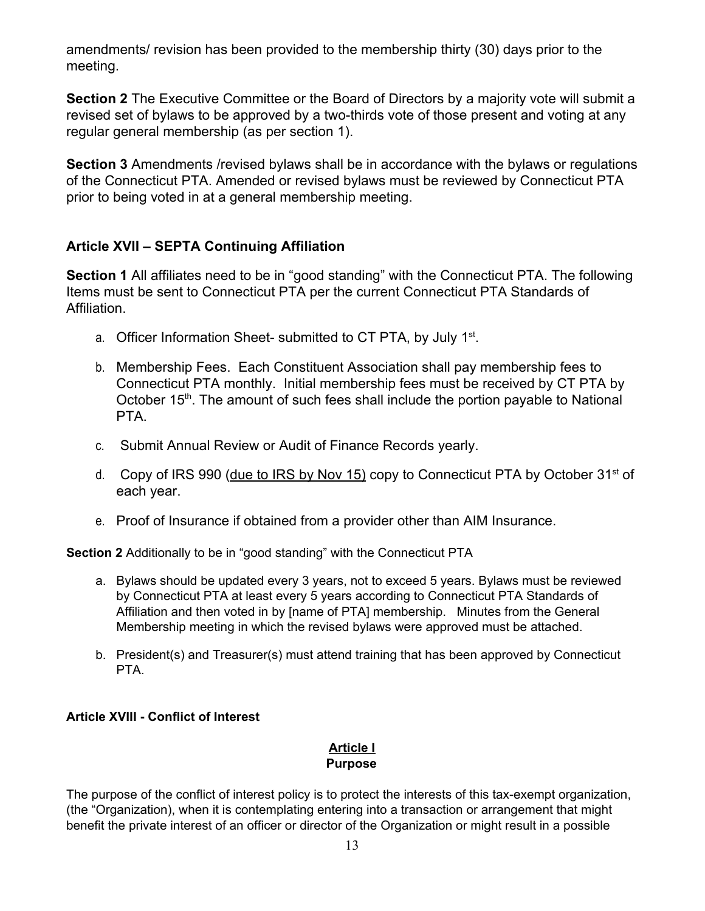amendments/ revision has been provided to the membership thirty (30) days prior to the meeting.

**Section 2** The Executive Committee or the Board of Directors by a majority vote will submit a revised set of bylaws to be approved by a two-thirds vote of those present and voting at any regular general membership (as per section 1).

**Section 3** Amendments /revised bylaws shall be in accordance with the bylaws or regulations of the Connecticut PTA. Amended or revised bylaws must be reviewed by Connecticut PTA prior to being voted in at a general membership meeting.

### Article XVII – SEPTA Continuing Affiliation

**Section 1** All affiliates need to be in "good standing" with the Connecticut PTA. The following Items must be sent to Connecticut PTA per the current Connecticut PTA Standards of Affiliation.

a. Officer Information Sheet- submitted to CT PTA, by July 1st.

b. Membership Fees. Each Constituent Association shall pay membership fees to Connecticut PTA monthly. Initial membership fees must be received by CT PTA by October 15th. The amount of such fees shall include the portion payable to National PTA.

c. Submit Annual Review or Audit of Finance Records yearly.

d. Copy of IRS 990 (<u>due to IRS by Nov 15</u>) copy to Connecticut PTA by October 31st of each year.

e. Proof of Insurance if obtained from a provider other than AIM Insurance.

**Section 2** Additionally to be in "good standing" with the Connecticut PTA

a. Bylaws should be updated every 3 years, not to exceed 5 years. Bylaws must be reviewed by Connecticut PTA at least every 5 years according to Connecticut PTA Standards of Affiliation and then voted in by [name of PTA] membership. Minutes from the General Membership meeting in which the revised bylaws were approved must be attached.

b. President(s) and Treasurer(s) must attend training that has been approved by Connecticut PTA.

### Article XVIII - Conflict of Interest

#### Article I
#### Purpose

The purpose of the conflict of interest policy is to protect the interests of this tax-exempt organization, (the "Organization), when it is contemplating entering into a transaction or arrangement that might benefit the private interest of an officer or director of the Organization or might result in a possible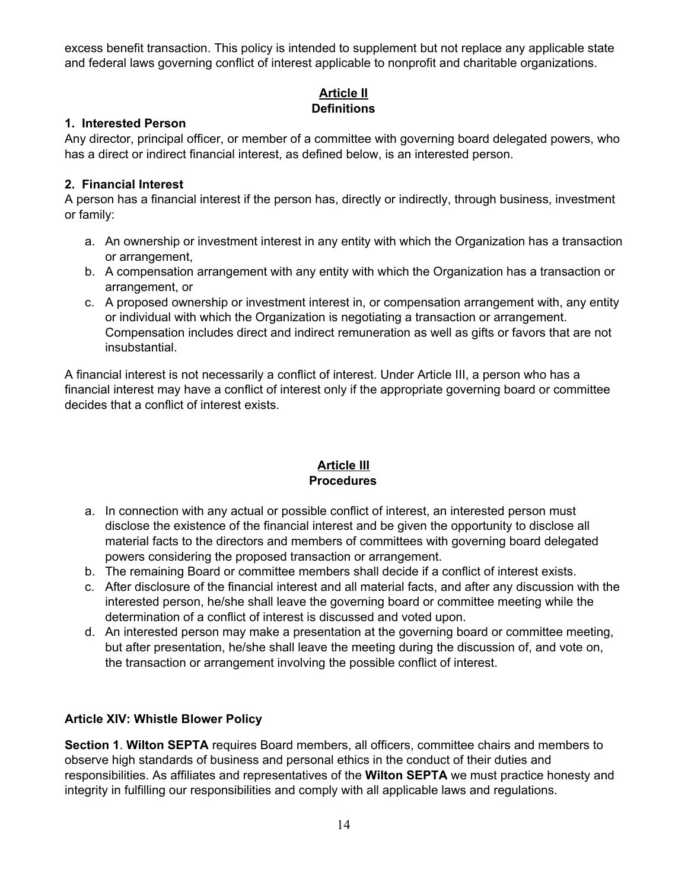excess benefit transaction. This policy is intended to supplement but not replace any applicable state and federal laws governing conflict of interest applicable to nonprofit and charitable organizations.

## Article II
## Definitions

**1. Interested Person**

Any director, principal officer, or member of a committee with governing board delegated powers, who has a direct or indirect financial interest, as defined below, is an interested person.

**2. Financial Interest**

A person has a financial interest if the person has, directly or indirectly, through business, investment or family:

a. An ownership or investment interest in any entity with which the Organization has a transaction or arrangement,
b. A compensation arrangement with any entity with which the Organization has a transaction or arrangement, or
c. A proposed ownership or investment interest in, or compensation arrangement with, any entity or individual with which the Organization is negotiating a transaction or arrangement. Compensation includes direct and indirect remuneration as well as gifts or favors that are not insubstantial.

A financial interest is not necessarily a conflict of interest. Under Article III, a person who has a financial interest may have a conflict of interest only if the appropriate governing board or committee decides that a conflict of interest exists.

## Article III
## Procedures

a. In connection with any actual or possible conflict of interest, an interested person must disclose the existence of the financial interest and be given the opportunity to disclose all material facts to the directors and members of committees with governing board delegated powers considering the proposed transaction or arrangement.
b. The remaining Board or committee members shall decide if a conflict of interest exists.
c. After disclosure of the financial interest and all material facts, and after any discussion with the interested person, he/she shall leave the governing board or committee meeting while the determination of a conflict of interest is discussed and voted upon.
d. An interested person may make a presentation at the governing board or committee meeting, but after presentation, he/she shall leave the meeting during the discussion of, and vote on, the transaction or arrangement involving the possible conflict of interest.

### Article XIV: Whistle Blower Policy

**Section 1**. **Wilton SEPTA** requires Board members, all officers, committee chairs and members to observe high standards of business and personal ethics in the conduct of their duties and responsibilities. As affiliates and representatives of the **Wilton SEPTA** we must practice honesty and integrity in fulfilling our responsibilities and comply with all applicable laws and regulations.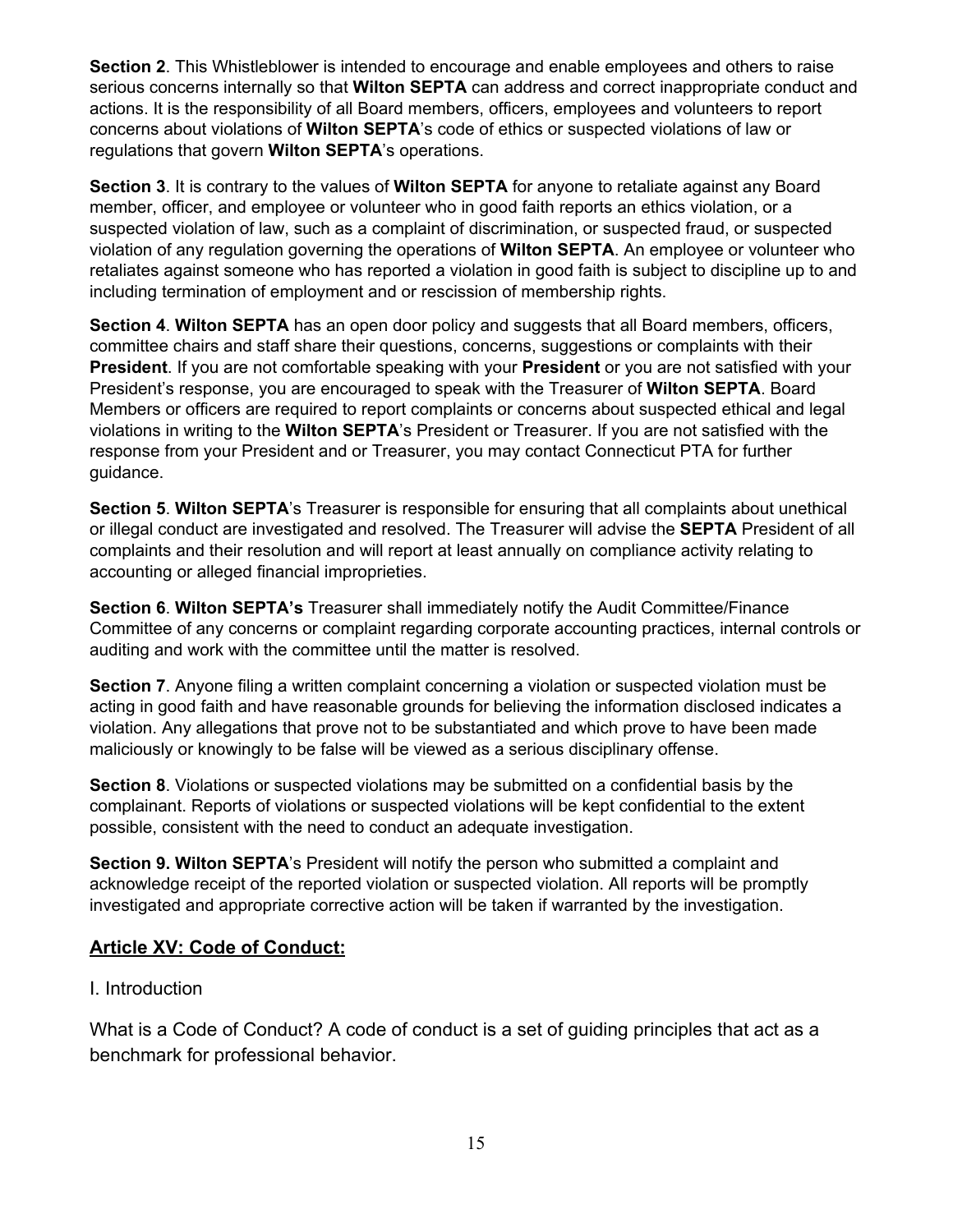**Section 2**. This Whistleblower is intended to encourage and enable employees and others to raise serious concerns internally so that **Wilton SEPTA** can address and correct inappropriate conduct and actions. It is the responsibility of all Board members, officers, employees and volunteers to report concerns about violations of **Wilton SEPTA**'s code of ethics or suspected violations of law or regulations that govern **Wilton SEPTA**'s operations.

**Section 3**. It is contrary to the values of **Wilton SEPTA** for anyone to retaliate against any Board member, officer, and employee or volunteer who in good faith reports an ethics violation, or a suspected violation of law, such as a complaint of discrimination, or suspected fraud, or suspected violation of any regulation governing the operations of **Wilton SEPTA**. An employee or volunteer who retaliates against someone who has reported a violation in good faith is subject to discipline up to and including termination of employment and or rescission of membership rights.

**Section 4**. **Wilton SEPTA** has an open door policy and suggests that all Board members, officers, committee chairs and staff share their questions, concerns, suggestions or complaints with their **President**. If you are not comfortable speaking with your **President** or you are not satisfied with your President's response, you are encouraged to speak with the Treasurer of **Wilton SEPTA**. Board Members or officers are required to report complaints or concerns about suspected ethical and legal violations in writing to the **Wilton SEPTA**'s President or Treasurer. If you are not satisfied with the response from your President and or Treasurer, you may contact Connecticut PTA for further guidance.

**Section 5**. **Wilton SEPTA**'s Treasurer is responsible for ensuring that all complaints about unethical or illegal conduct are investigated and resolved. The Treasurer will advise the **SEPTA** President of all complaints and their resolution and will report at least annually on compliance activity relating to accounting or alleged financial improprieties.

**Section 6**. **Wilton SEPTA's** Treasurer shall immediately notify the Audit Committee/Finance Committee of any concerns or complaint regarding corporate accounting practices, internal controls or auditing and work with the committee until the matter is resolved.

**Section 7**. Anyone filing a written complaint concerning a violation or suspected violation must be acting in good faith and have reasonable grounds for believing the information disclosed indicates a violation. Any allegations that prove not to be substantiated and which prove to have been made maliciously or knowingly to be false will be viewed as a serious disciplinary offense.

**Section 8**. Violations or suspected violations may be submitted on a confidential basis by the complainant. Reports of violations or suspected violations will be kept confidential to the extent possible, consistent with the need to conduct an adequate investigation.

**Section 9. Wilton SEPTA**'s President will notify the person who submitted a complaint and acknowledge receipt of the reported violation or suspected violation. All reports will be promptly investigated and appropriate corrective action will be taken if warranted by the investigation.

## Article XV: Code of Conduct:

I. Introduction

What is a Code of Conduct? A code of conduct is a set of guiding principles that act as a benchmark for professional behavior.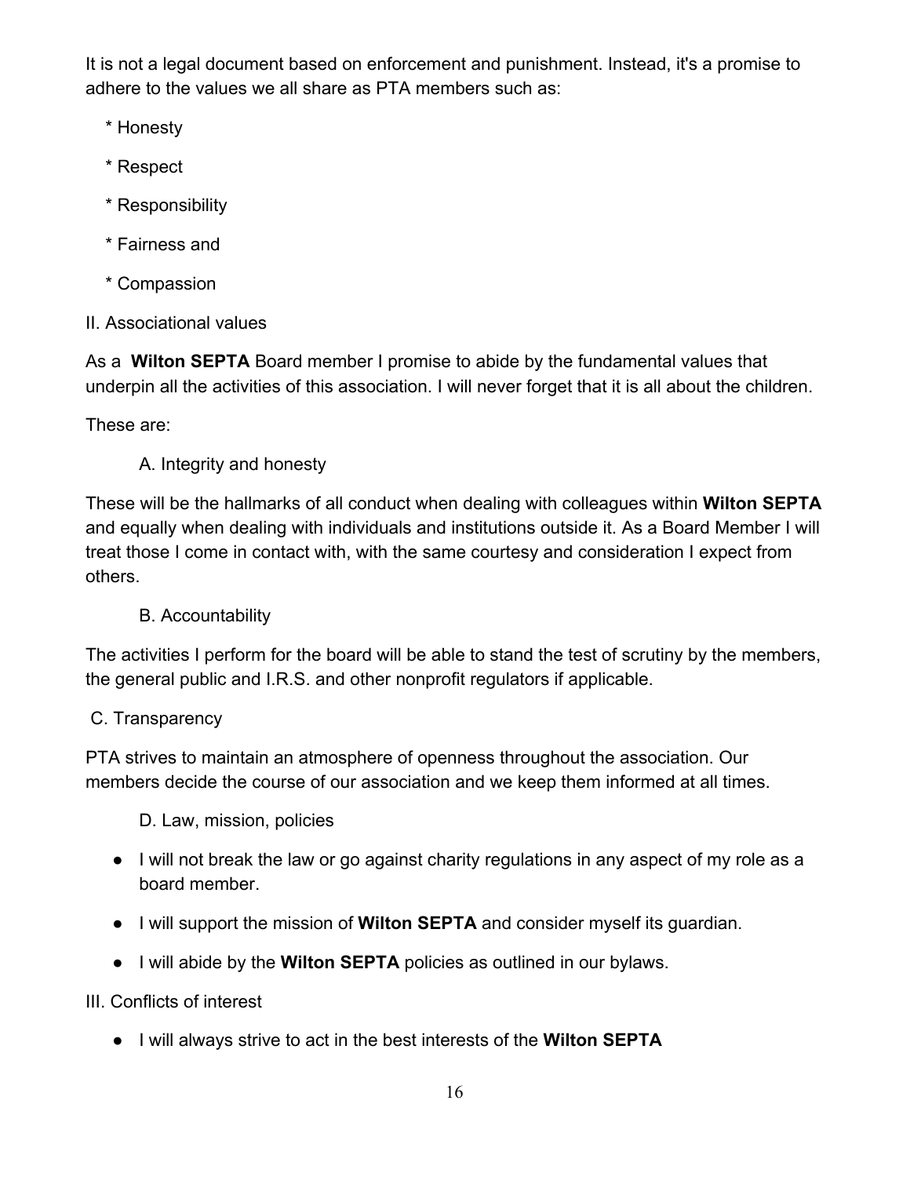It is not a legal document based on enforcement and punishment. Instead, it's a promise to adhere to the values we all share as PTA members such as:

* Honesty
* Respect
* Responsibility
* Fairness and
* Compassion

II. Associational values

As a **Wilton SEPTA** Board member I promise to abide by the fundamental values that underpin all the activities of this association. I will never forget that it is all about the children.

These are:

A. Integrity and honesty

These will be the hallmarks of all conduct when dealing with colleagues within **Wilton SEPTA** and equally when dealing with individuals and institutions outside it. As a Board Member I will treat those I come in contact with, with the same courtesy and consideration I expect from others.

B. Accountability

The activities I perform for the board will be able to stand the test of scrutiny by the members, the general public and I.R.S. and other nonprofit regulators if applicable.

C. Transparency

PTA strives to maintain an atmosphere of openness throughout the association. Our members decide the course of our association and we keep them informed at all times.

D. Law, mission, policies

- I will not break the law or go against charity regulations in any aspect of my role as a board member.
- I will support the mission of **Wilton SEPTA** and consider myself its guardian.
- I will abide by the **Wilton SEPTA** policies as outlined in our bylaws.

III. Conflicts of interest

- I will always strive to act in the best interests of the **Wilton SEPTA**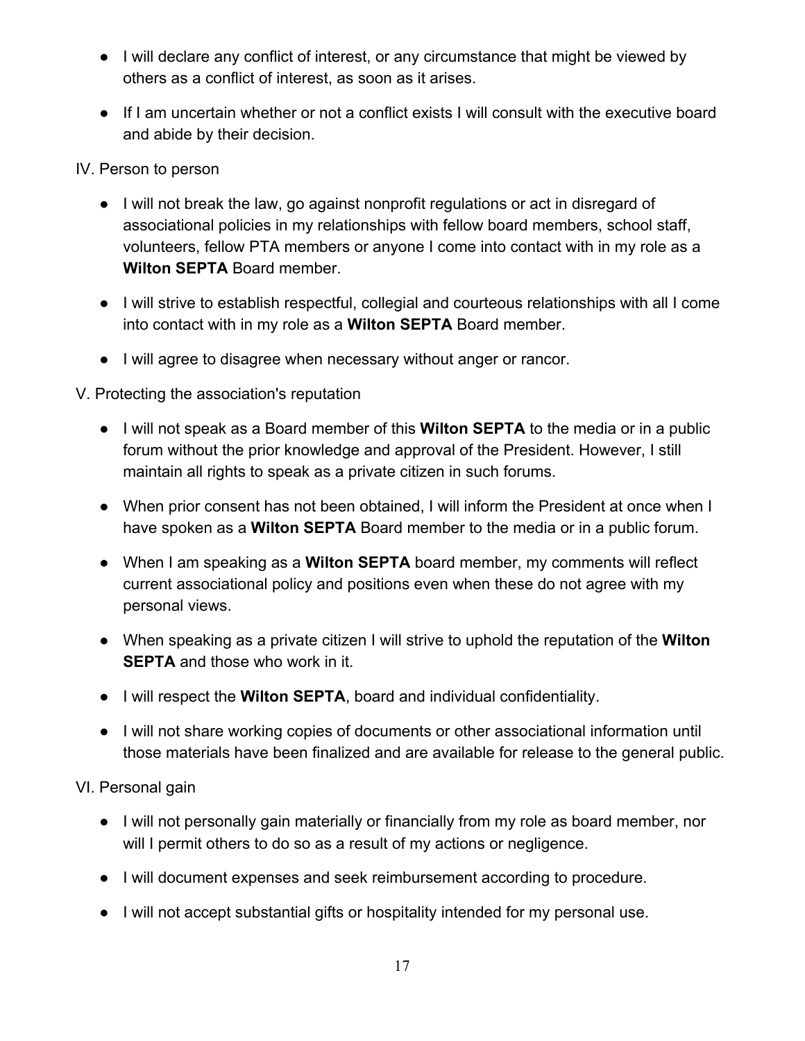- I will declare any conflict of interest, or any circumstance that might be viewed by others as a conflict of interest, as soon as it arises.
- If I am uncertain whether or not a conflict exists I will consult with the executive board and abide by their decision.

IV. Person to person

- I will not break the law, go against nonprofit regulations or act in disregard of associational policies in my relationships with fellow board members, school staff, volunteers, fellow PTA members or anyone I come into contact with in my role as a **Wilton SEPTA** Board member.
- I will strive to establish respectful, collegial and courteous relationships with all I come into contact with in my role as a **Wilton SEPTA** Board member.
- I will agree to disagree when necessary without anger or rancor.

V. Protecting the association's reputation

- I will not speak as a Board member of this **Wilton SEPTA** to the media or in a public forum without the prior knowledge and approval of the President. However, I still maintain all rights to speak as a private citizen in such forums.
- When prior consent has not been obtained, I will inform the President at once when I have spoken as a **Wilton SEPTA** Board member to the media or in a public forum.
- When I am speaking as a **Wilton SEPTA** board member, my comments will reflect current associational policy and positions even when these do not agree with my personal views.
- When speaking as a private citizen I will strive to uphold the reputation of the **Wilton SEPTA** and those who work in it.
- I will respect the **Wilton SEPTA**, board and individual confidentiality.
- I will not share working copies of documents or other associational information until those materials have been finalized and are available for release to the general public.

VI. Personal gain

- I will not personally gain materially or financially from my role as board member, nor will I permit others to do so as a result of my actions or negligence.
- I will document expenses and seek reimbursement according to procedure.
- I will not accept substantial gifts or hospitality intended for my personal use.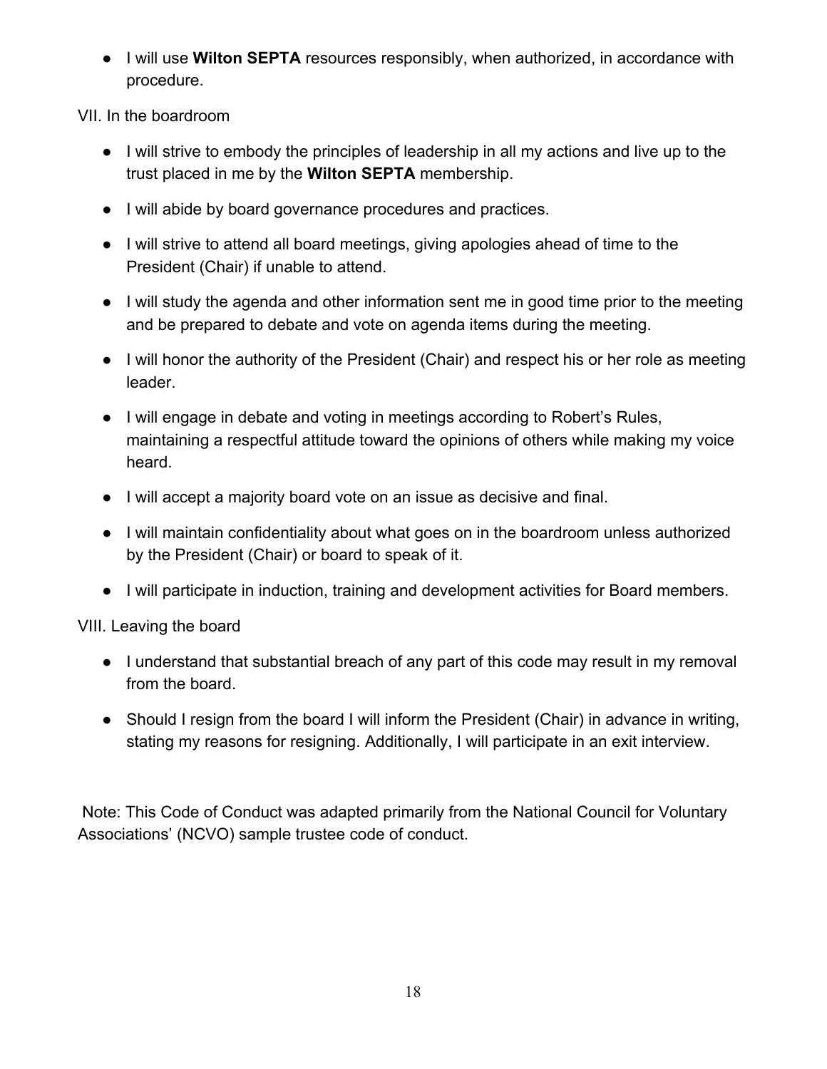- I will use **Wilton SEPTA** resources responsibly, when authorized, in accordance with procedure.

VII. In the boardroom

- I will strive to embody the principles of leadership in all my actions and live up to the trust placed in me by the **Wilton SEPTA** membership.
- I will abide by board governance procedures and practices.
- I will strive to attend all board meetings, giving apologies ahead of time to the President (Chair) if unable to attend.
- I will study the agenda and other information sent me in good time prior to the meeting and be prepared to debate and vote on agenda items during the meeting.
- I will honor the authority of the President (Chair) and respect his or her role as meeting leader.
- I will engage in debate and voting in meetings according to Robert's Rules, maintaining a respectful attitude toward the opinions of others while making my voice heard.
- I will accept a majority board vote on an issue as decisive and final.
- I will maintain confidentiality about what goes on in the boardroom unless authorized by the President (Chair) or board to speak of it.
- I will participate in induction, training and development activities for Board members.

VIII. Leaving the board

- I understand that substantial breach of any part of this code may result in my removal from the board.
- Should I resign from the board I will inform the President (Chair) in advance in writing, stating my reasons for resigning. Additionally, I will participate in an exit interview.

Note: This Code of Conduct was adapted primarily from the National Council for Voluntary Associations' (NCVO) sample trustee code of conduct.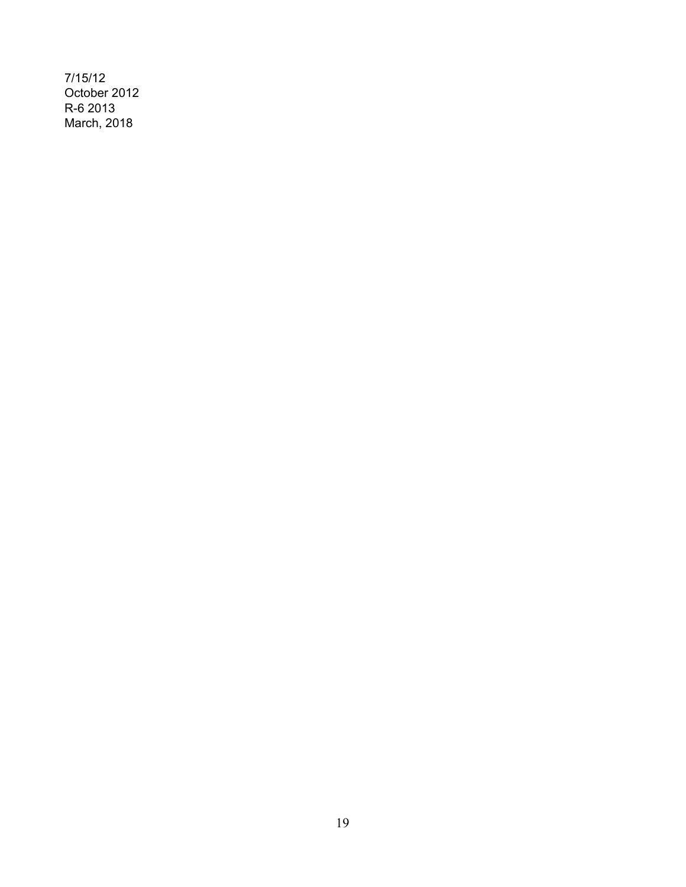7/15/12
October 2012
R-6 2013
March, 2018